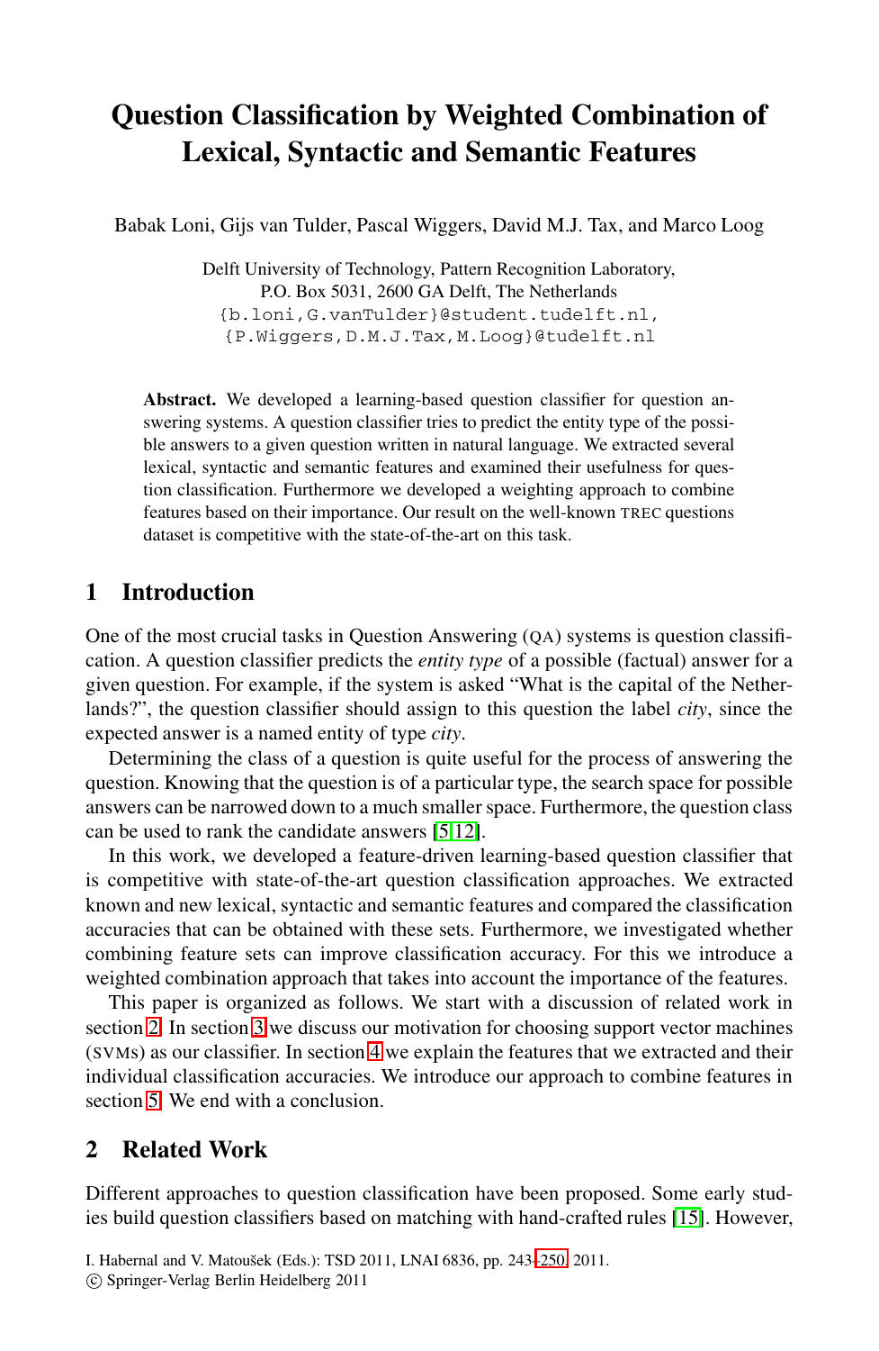# Question Classification by Weighted Combination of Lexical, Syntactic and Semantic Features

Babak Loni, Gijs van Tulder, Pascal Wiggers, David M.J. Tax, and Marco Loog

Delft University of Technology, Pattern Recognition Laboratory,
P.O. Box 5031, 2600 GA Delft, The Netherlands
{b.loni,G.vanTulder}@student.tudelft.nl,
{P.Wiggers,D.M.J.Tax,M.Loog}@tudelft.nl

**Abstract.** We developed a learning-based question classifier for question answering systems. A question classifier tries to predict the entity type of the possible answers to a given question written in natural language. We extracted several lexical, syntactic and semantic features and examined their usefulness for question classification. Furthermore we developed a weighting approach to combine features based on their importance. Our result on the well-known TREC questions dataset is competitive with the state-of-the-art on this task.

## 1 Introduction

One of the most crucial tasks in Question Answering (QA) systems is question classification. A question classifier predicts the *entity type* of a possible (factual) answer for a given question. For example, if the system is asked "What is the capital of the Netherlands?", the question classifier should assign to this question the label *city*, since the expected answer is a named entity of type *city*.

Determining the class of a question is quite useful for the process of answering the question. Knowing that the question is of a particular type, the search space for possible answers can be narrowed down to a much smaller space. Furthermore, the question class can be used to rank the candidate answers [5,12].

In this work, we developed a feature-driven learning-based question classifier that is competitive with state-of-the-art question classification approaches. We extracted known and new lexical, syntactic and semantic features and compared the classification accuracies that can be obtained with these sets. Furthermore, we investigated whether combining feature sets can improve classification accuracy. For this we introduce a weighted combination approach that takes into account the importance of the features.

This paper is organized as follows. We start with a discussion of related work in section 2. In section 3 we discuss our motivation for choosing support vector machines (SVMs) as our classifier. In section 4 we explain the features that we extracted and their individual classification accuracies. We introduce our approach to combine features in section 5. We end with a conclusion.

## 2 Related Work

Different approaches to question classification have been proposed. Some early studies build question classifiers based on matching with hand-crafted rules [15]. However,

I. Habernal and V. Matoušek (Eds.): TSD 2011, LNAI 6836, pp. 243–250, 2011.
© Springer-Verlag Berlin Heidelberg 2011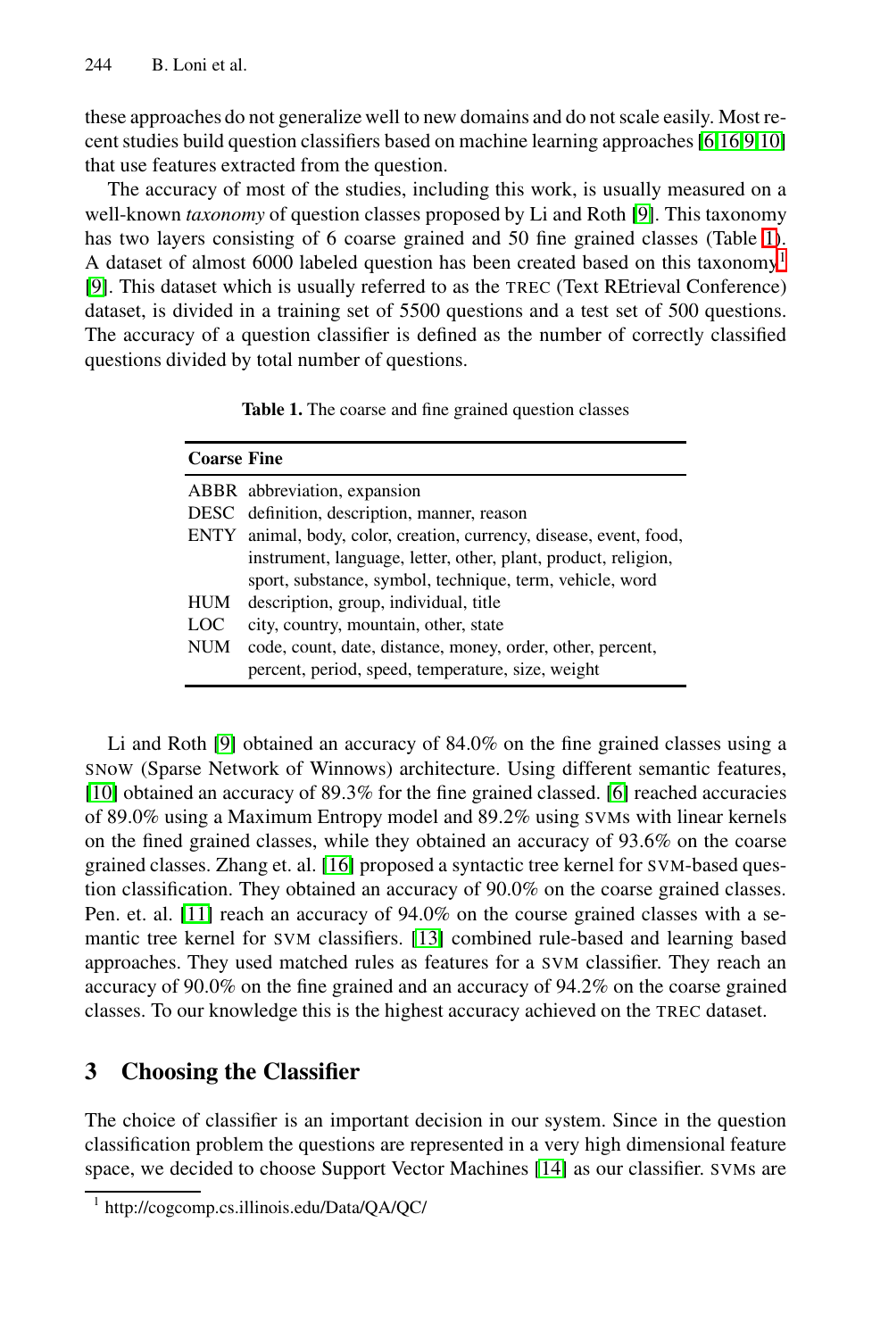these approaches do not generalize well to new domains and do not scale easily. Most recent studies build question classifiers based on machine learning approaches [6,16,9,10] that use features extracted from the question.

The accuracy of most of the studies, including this work, is usually measured on a well-known *taxonomy* of question classes proposed by Li and Roth [9]. This taxonomy has two layers consisting of 6 coarse grained and 50 fine grained classes (Table 1). A dataset of almost 6000 labeled question has been created based on this taxonomy[1] [9]. This dataset which is usually referred to as the TREC (Text REtrieval Conference) dataset, is divided in a training set of 5500 questions and a test set of 500 questions. The accuracy of a question classifier is defined as the number of correctly classified questions divided by total number of questions.

**Table 1.** The coarse and fine grained question classes

| Coarse | Fine |
|---|---|
| ABBR | abbreviation, expansion |
| DESC | definition, description, manner, reason |
| ENTY | animal, body, color, creation, currency, disease, event, food, instrument, language, letter, other, plant, product, religion, sport, substance, symbol, technique, term, vehicle, word |
| HUM | description, group, individual, title |
| LOC | city, country, mountain, other, state |
| NUM | code, count, date, distance, money, order, other, percent, percent, period, speed, temperature, size, weight |

Li and Roth [9] obtained an accuracy of 84.0% on the fine grained classes using a SNoW (Sparse Network of Winnows) architecture. Using different semantic features, [10] obtained an accuracy of 89.3% for the fine grained classed. [6] reached accuracies of 89.0% using a Maximum Entropy model and 89.2% using SVMs with linear kernels on the fined grained classes, while they obtained an accuracy of 93.6% on the coarse grained classes. Zhang et. al. [16] proposed a syntactic tree kernel for SVM-based question classification. They obtained an accuracy of 90.0% on the coarse grained classes. Pen. et. al. [11] reach an accuracy of 94.0% on the course grained classes with a semantic tree kernel for SVM classifiers. [13] combined rule-based and learning based approaches. They used matched rules as features for a SVM classifier. They reach an accuracy of 90.0% on the fine grained and an accuracy of 94.2% on the coarse grained classes. To our knowledge this is the highest accuracy achieved on the TREC dataset.

## 3 Choosing the Classifier

The choice of classifier is an important decision in our system. Since in the question classification problem the questions are represented in a very high dimensional feature space, we decided to choose Support Vector Machines [14] as our classifier. SVMs are

[1] http://cogcomp.cs.illinois.edu/Data/QA/QC/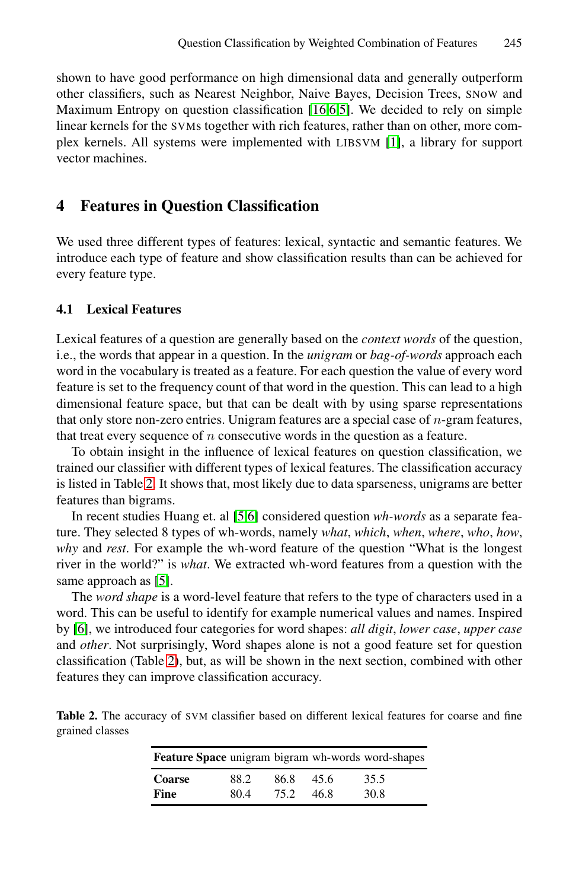shown to have good performance on high dimensional data and generally outperform other classifiers, such as Nearest Neighbor, Naive Bayes, Decision Trees, SNoW and Maximum Entropy on question classification [16,6,5]. We decided to rely on simple linear kernels for the SVMs together with rich features, rather than on other, more complex kernels. All systems were implemented with LIBSVM [1], a library for support vector machines.

## 4 Features in Question Classification

We used three different types of features: lexical, syntactic and semantic features. We introduce each type of feature and show classification results than can be achieved for every feature type.

### 4.1 Lexical Features

Lexical features of a question are generally based on the *context words* of the question, i.e., the words that appear in a question. In the *unigram* or *bag-of-words* approach each word in the vocabulary is treated as a feature. For each question the value of every word feature is set to the frequency count of that word in the question. This can lead to a high dimensional feature space, but that can be dealt with by using sparse representations that only store non-zero entries. Unigram features are a special case of $n$-gram features, that treat every sequence of $n$ consecutive words in the question as a feature.

To obtain insight in the influence of lexical features on question classification, we trained our classifier with different types of lexical features. The classification accuracy is listed in Table 2. It shows that, most likely due to data sparseness, unigrams are better features than bigrams.

In recent studies Huang et. al [5,6] considered question *wh-words* as a separate feature. They selected 8 types of wh-words, namely *what*, *which*, *when*, *where*, *who*, *how*, *why* and *rest*. For example the wh-word feature of the question "What is the longest river in the world?" is *what*. We extracted wh-word features from a question with the same approach as [5].

The *word shape* is a word-level feature that refers to the type of characters used in a word. This can be useful to identify for example numerical values and names. Inspired by [6], we introduced four categories for word shapes: *all digit*, *lower case*, *upper case* and *other*. Not surprisingly, Word shapes alone is not a good feature set for question classification (Table 2), but, as will be shown in the next section, combined with other features they can improve classification accuracy.

**Table 2.** The accuracy of SVM classifier based on different lexical features for coarse and fine grained classes

| **Feature Space** | unigram | bigram | wh-words | word-shapes |
|---|---|---|---|---|
| **Coarse** | 88.2 | 86.8 | 45.6 | 35.5 |
| **Fine** | 80.4 | 75.2 | 46.8 | 30.8 |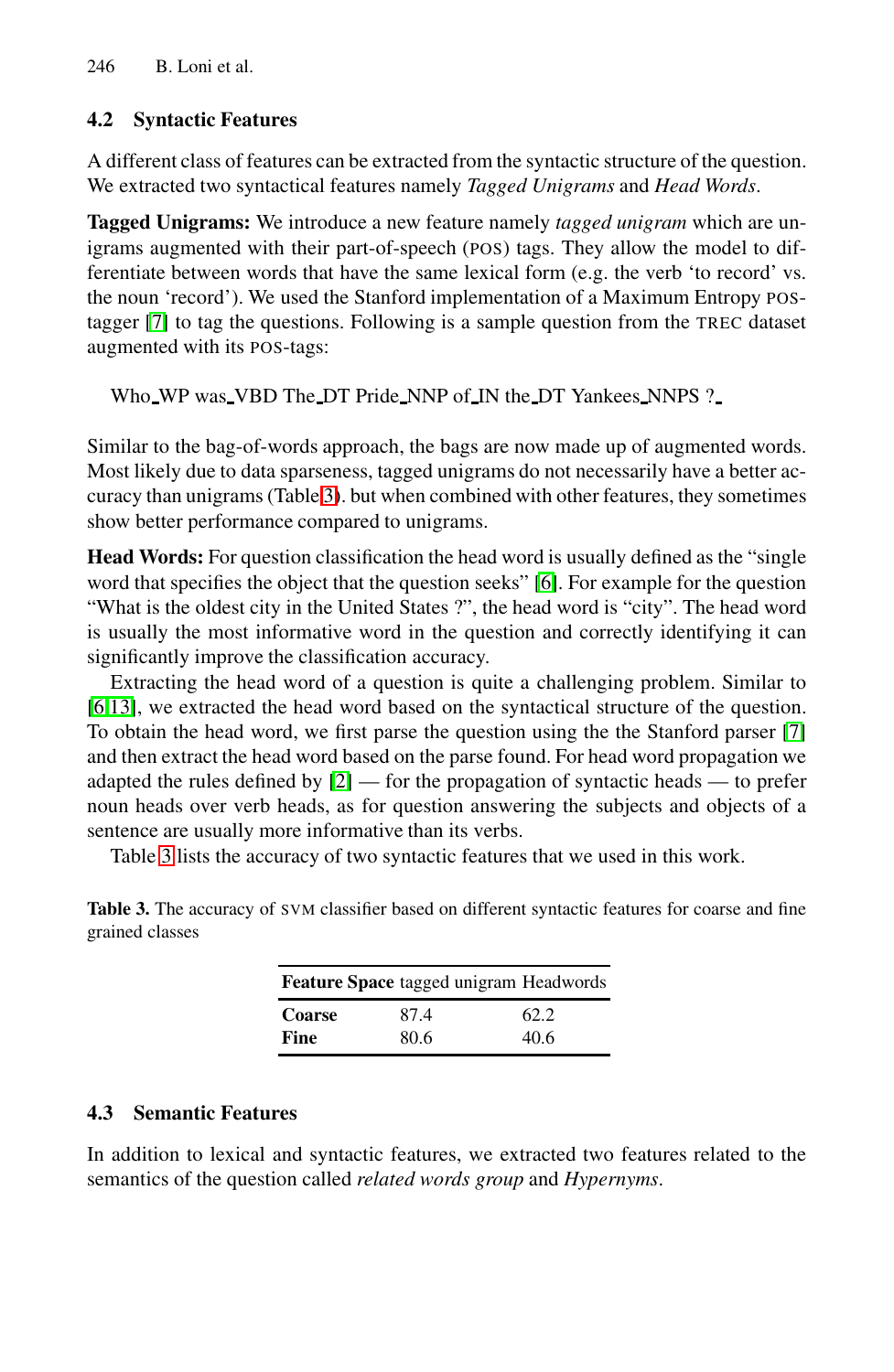### 4.2 Syntactic Features

A different class of features can be extracted from the syntactic structure of the question. We extracted two syntactical features namely *Tagged Unigrams* and *Head Words*.

**Tagged Unigrams:** We introduce a new feature namely *tagged unigram* which are unigrams augmented with their part-of-speech (POS) tags. They allow the model to differentiate between words that have the same lexical form (e.g. the verb 'to record' vs. the noun 'record'). We used the Stanford implementation of a Maximum Entropy POS-tagger [7] to tag the questions. Following is a sample question from the TREC dataset augmented with its POS-tags:

Who_WP was_VBD The_DT Pride_NNP of_IN the_DT Yankees_NNPS ?_

Similar to the bag-of-words approach, the bags are now made up of augmented words. Most likely due to data sparseness, tagged unigrams do not necessarily have a better accuracy than unigrams (Table 3). but when combined with other features, they sometimes show better performance compared to unigrams.

**Head Words:** For question classification the head word is usually defined as the "single word that specifies the object that the question seeks" [6]. For example for the question "What is the oldest city in the United States ?", the head word is "city". The head word is usually the most informative word in the question and correctly identifying it can significantly improve the classification accuracy.

Extracting the head word of a question is quite a challenging problem. Similar to [6,13], we extracted the head word based on the syntactical structure of the question. To obtain the head word, we first parse the question using the the Stanford parser [7] and then extract the head word based on the parse found. For head word propagation we adapted the rules defined by [2] — for the propagation of syntactic heads — to prefer noun heads over verb heads, as for question answering the subjects and objects of a sentence are usually more informative than its verbs.

Table 3 lists the accuracy of two syntactic features that we used in this work.

**Table 3.** The accuracy of SVM classifier based on different syntactic features for coarse and fine grained classes

| Feature Space | tagged unigram | Headwords |
|---|---|---|
| **Coarse** | 87.4 | 62.2 |
| **Fine** | 80.6 | 40.6 |

### 4.3 Semantic Features

In addition to lexical and syntactic features, we extracted two features related to the semantics of the question called *related words group* and *Hypernyms*.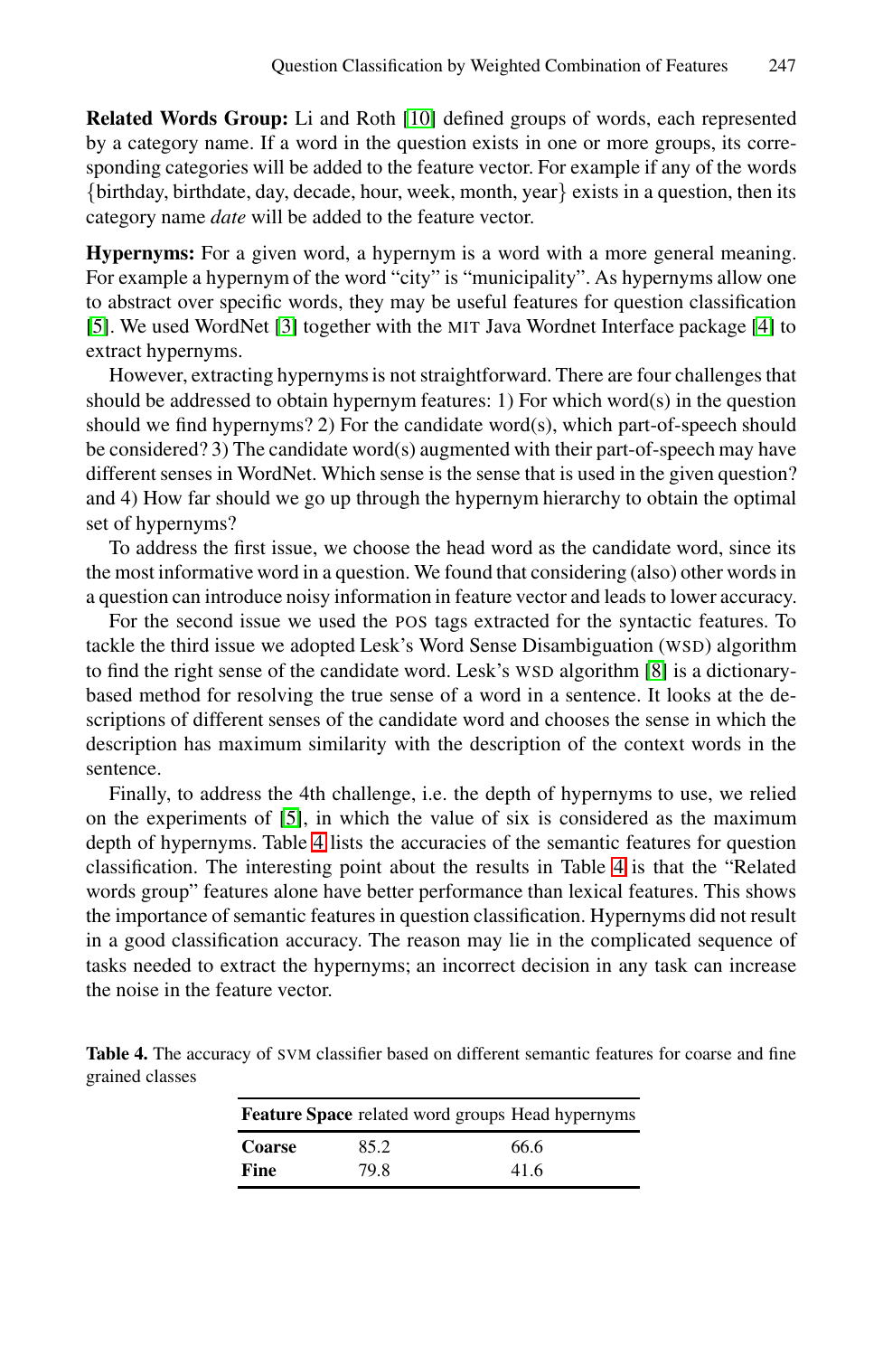**Related Words Group:** Li and Roth [10] defined groups of words, each represented by a category name. If a word in the question exists in one or more groups, its corresponding categories will be added to the feature vector. For example if any of the words {birthday, birthdate, day, decade, hour, week, month, year} exists in a question, then its category name *date* will be added to the feature vector.

**Hypernyms:** For a given word, a hypernym is a word with a more general meaning. For example a hypernym of the word "city" is "municipality". As hypernyms allow one to abstract over specific words, they may be useful features for question classification [5]. We used WordNet [3] together with the MIT Java Wordnet Interface package [4] to extract hypernyms.

However, extracting hypernyms is not straightforward. There are four challenges that should be addressed to obtain hypernym features: 1) For which word(s) in the question should we find hypernyms? 2) For the candidate word(s), which part-of-speech should be considered? 3) The candidate word(s) augmented with their part-of-speech may have different senses in WordNet. Which sense is the sense that is used in the given question? and 4) How far should we go up through the hypernym hierarchy to obtain the optimal set of hypernyms?

To address the first issue, we choose the head word as the candidate word, since its the most informative word in a question. We found that considering (also) other words in a question can introduce noisy information in feature vector and leads to lower accuracy.

For the second issue we used the POS tags extracted for the syntactic features. To tackle the third issue we adopted Lesk's Word Sense Disambiguation (WSD) algorithm to find the right sense of the candidate word. Lesk's WSD algorithm [8] is a dictionary-based method for resolving the true sense of a word in a sentence. It looks at the descriptions of different senses of the candidate word and chooses the sense in which the description has maximum similarity with the description of the context words in the sentence.

Finally, to address the 4th challenge, i.e. the depth of hypernyms to use, we relied on the experiments of [5], in which the value of six is considered as the maximum depth of hypernyms. Table 4 lists the accuracies of the semantic features for question classification. The interesting point about the results in Table 4 is that the "Related words group" features alone have better performance than lexical features. This shows the importance of semantic features in question classification. Hypernyms did not result in a good classification accuracy. The reason may lie in the complicated sequence of tasks needed to extract the hypernyms; an incorrect decision in any task can increase the noise in the feature vector.

**Table 4.** The accuracy of SVM classifier based on different semantic features for coarse and fine grained classes

| **Feature Space** | related word groups | Head hypernyms |
|---|---|---|
| **Coarse** | 85.2 | 66.6 |
| **Fine** | 79.8 | 41.6 |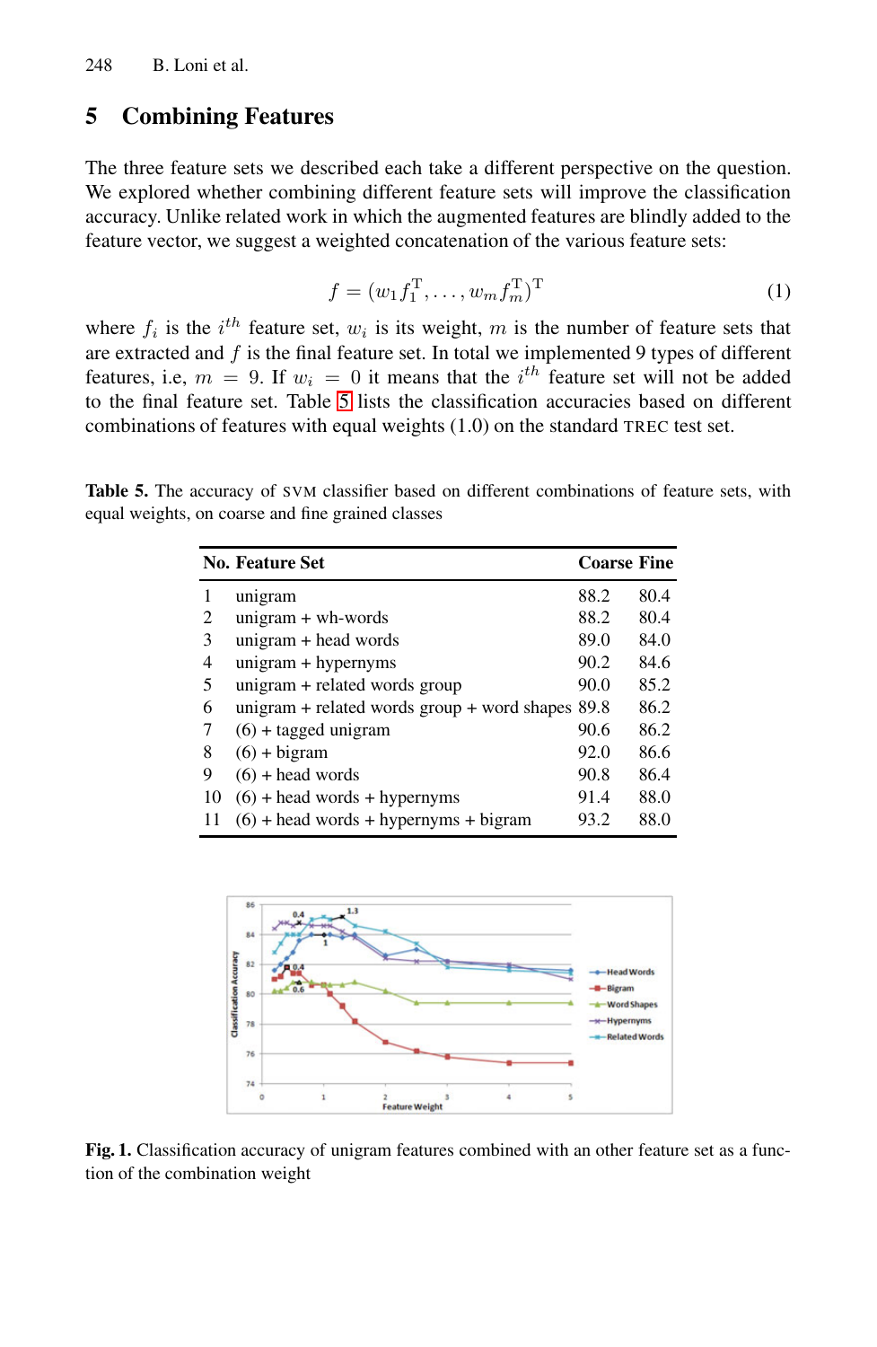## 5 Combining Features

The three feature sets we described each take a different perspective on the question. We explored whether combining different feature sets will improve the classification accuracy. Unlike related work in which the augmented features are blindly added to the feature vector, we suggest a weighted concatenation of the various feature sets:

$$f = (w_1 f_1^{\mathrm{T}}, \ldots, w_m f_m^{\mathrm{T}})^{\mathrm{T}} \tag{1}$$

where $f_i$ is the $i^{th}$ feature set, $w_i$ is its weight, $m$ is the number of feature sets that are extracted and $f$ is the final feature set. In total we implemented 9 types of different features, i.e, $m = 9$. If $w_i = 0$ it means that the $i^{th}$ feature set will not be added to the final feature set. Table 5 lists the classification accuracies based on different combinations of features with equal weights (1.0) on the standard TREC test set.

**Table 5.** The accuracy of SVM classifier based on different combinations of feature sets, with equal weights, on coarse and fine grained classes

| No. | Feature Set | Coarse | Fine |
|---|---|---|---|
| 1 | unigram | 88.2 | 80.4 |
| 2 | unigram + wh-words | 88.2 | 80.4 |
| 3 | unigram + head words | 89.0 | 84.0 |
| 4 | unigram + hypernyms | 90.2 | 84.6 |
| 5 | unigram + related words group | 90.0 | 85.2 |
| 6 | unigram + related words group + word shapes | 89.8 | 86.2 |
| 7 | (6) + tagged unigram | 90.6 | 86.2 |
| 8 | (6) + bigram | 92.0 | 86.6 |
| 9 | (6) + head words | 90.8 | 86.4 |
| 10 | (6) + head words + hypernyms | 91.4 | 88.0 |
| 11 | (6) + head words + hypernyms + bigram | 93.2 | 88.0 |

**Fig. 1.** Classification accuracy of unigram features combined with an other feature set as a function of the combination weight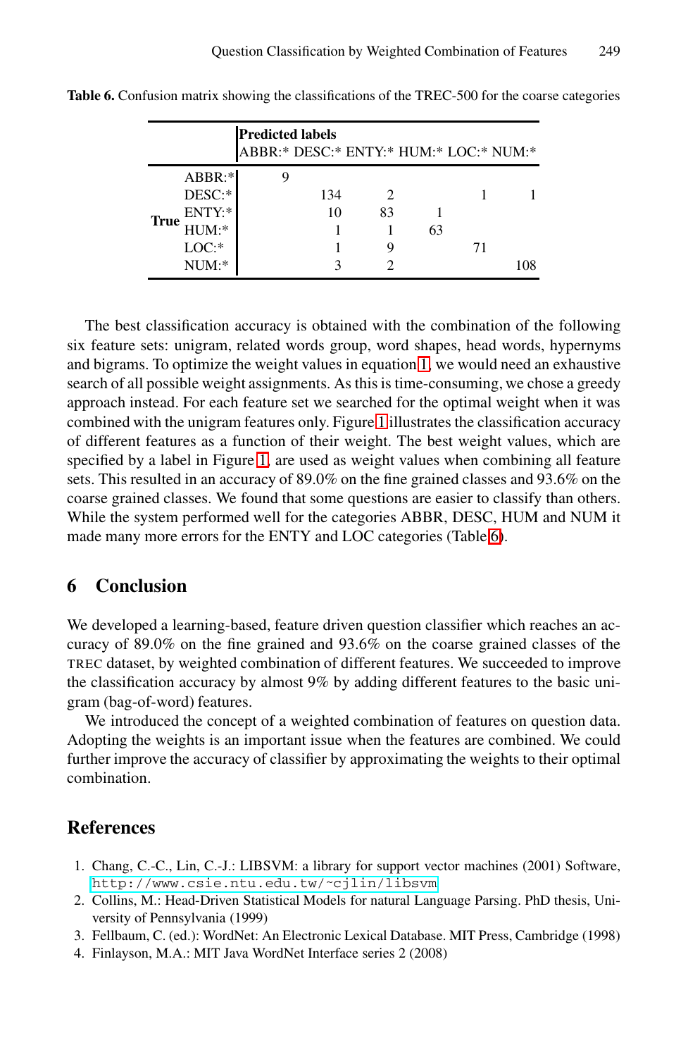**Table 6.** Confusion matrix showing the classifications of the TREC-500 for the coarse categories

| | | Predicted labels | | | | | |
|---|---|---|---|---|---|---|---|
| | | ABBR:* | DESC:* | ENTY:* | HUM:* | LOC:* | NUM:* |
| **True** | ABBR:* | 9 | | | | | |
| | DESC:* | | 134 | 2 | | 1 | 1 |
| | ENTY:* | | 10 | 83 | 1 | | |
| | HUM:* | | 1 | 1 | 63 | | |
| | LOC:* | | 1 | 9 | | 71 | |
| | NUM:* | | 3 | 2 | | | 108 |

The best classification accuracy is obtained with the combination of the following six feature sets: unigram, related words group, word shapes, head words, hypernyms and bigrams. To optimize the weight values in equation 1, we would need an exhaustive search of all possible weight assignments. As this is time-consuming, we chose a greedy approach instead. For each feature set we searched for the optimal weight when it was combined with the unigram features only. Figure 1 illustrates the classification accuracy of different features as a function of their weight. The best weight values, which are specified by a label in Figure 1, are used as weight values when combining all feature sets. This resulted in an accuracy of 89.0% on the fine grained classes and 93.6% on the coarse grained classes. We found that some questions are easier to classify than others. While the system performed well for the categories ABBR, DESC, HUM and NUM it made many more errors for the ENTY and LOC categories (Table 6).

## 6 Conclusion

We developed a learning-based, feature driven question classifier which reaches an accuracy of 89.0% on the fine grained and 93.6% on the coarse grained classes of the TREC dataset, by weighted combination of different features. We succeeded to improve the classification accuracy by almost 9% by adding different features to the basic unigram (bag-of-word) features.

We introduced the concept of a weighted combination of features on question data. Adopting the weights is an important issue when the features are combined. We could further improve the accuracy of classifier by approximating the weights to their optimal combination.

## References

1. Chang, C.-C., Lin, C.-J.: LIBSVM: a library for support vector machines (2001) Software, `http://www.csie.ntu.edu.tw/~cjlin/libsvm`
2. Collins, M.: Head-Driven Statistical Models for natural Language Parsing. PhD thesis, University of Pennsylvania (1999)
3. Fellbaum, C. (ed.): WordNet: An Electronic Lexical Database. MIT Press, Cambridge (1998)
4. Finlayson, M.A.: MIT Java WordNet Interface series 2 (2008)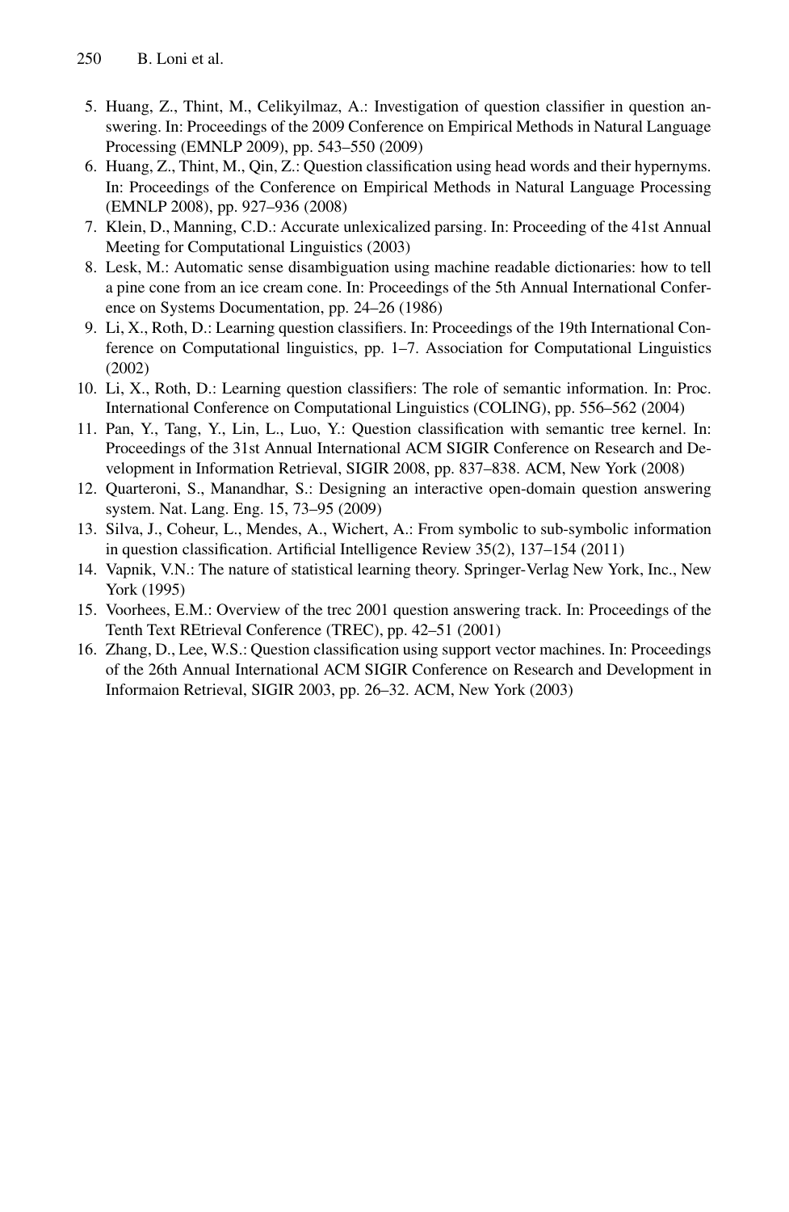5. Huang, Z., Thint, M., Celikyilmaz, A.: Investigation of question classifier in question answering. In: Proceedings of the 2009 Conference on Empirical Methods in Natural Language Processing (EMNLP 2009), pp. 543–550 (2009)
6. Huang, Z., Thint, M., Qin, Z.: Question classification using head words and their hypernyms. In: Proceedings of the Conference on Empirical Methods in Natural Language Processing (EMNLP 2008), pp. 927–936 (2008)
7. Klein, D., Manning, C.D.: Accurate unlexicalized parsing. In: Proceeding of the 41st Annual Meeting for Computational Linguistics (2003)
8. Lesk, M.: Automatic sense disambiguation using machine readable dictionaries: how to tell a pine cone from an ice cream cone. In: Proceedings of the 5th Annual International Conference on Systems Documentation, pp. 24–26 (1986)
9. Li, X., Roth, D.: Learning question classifiers. In: Proceedings of the 19th International Conference on Computational linguistics, pp. 1–7. Association for Computational Linguistics (2002)
10. Li, X., Roth, D.: Learning question classifiers: The role of semantic information. In: Proc. International Conference on Computational Linguistics (COLING), pp. 556–562 (2004)
11. Pan, Y., Tang, Y., Lin, L., Luo, Y.: Question classification with semantic tree kernel. In: Proceedings of the 31st Annual International ACM SIGIR Conference on Research and Development in Information Retrieval, SIGIR 2008, pp. 837–838. ACM, New York (2008)
12. Quarteroni, S., Manandhar, S.: Designing an interactive open-domain question answering system. Nat. Lang. Eng. 15, 73–95 (2009)
13. Silva, J., Coheur, L., Mendes, A., Wichert, A.: From symbolic to sub-symbolic information in question classification. Artificial Intelligence Review 35(2), 137–154 (2011)
14. Vapnik, V.N.: The nature of statistical learning theory. Springer-Verlag New York, Inc., New York (1995)
15. Voorhees, E.M.: Overview of the trec 2001 question answering track. In: Proceedings of the Tenth Text REtrieval Conference (TREC), pp. 42–51 (2001)
16. Zhang, D., Lee, W.S.: Question classification using support vector machines. In: Proceedings of the 26th Annual International ACM SIGIR Conference on Research and Development in Informaion Retrieval, SIGIR 2003, pp. 26–32. ACM, New York (2003)